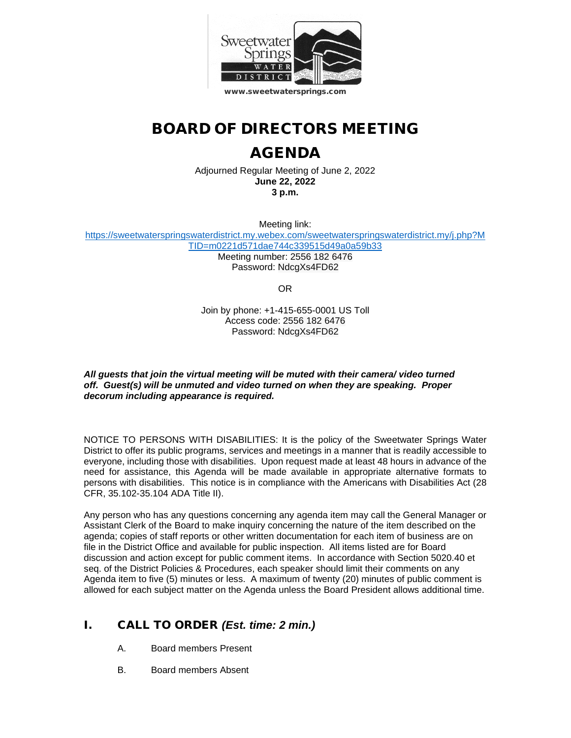Sweetwater Springs WATER DISTRICT

www.sweetwatersprings.com

# BOARD OF DIRECTORS MEETING

# AGENDA

Adjourned Regular Meeting of June 2, 2022
**June 22, 2022**
**3 p.m.**

Meeting link:
https://sweetwaterspringswaterdistrict.my.webex.com/sweetwaterspringswaterdistrict.my/j.php?MTID=m0221d571dae744c339515d49a0a59b33
Meeting number: 2556 182 6476
Password: NdcgXs4FD62

OR

Join by phone: +1-415-655-0001 US Toll
Access code: 2556 182 6476
Password: NdcgXs4FD62

***All guests that join the virtual meeting will be muted with their camera/ video turned off. Guest(s) will be unmuted and video turned on when they are speaking. Proper decorum including appearance is required.***

NOTICE TO PERSONS WITH DISABILITIES: It is the policy of the Sweetwater Springs Water District to offer its public programs, services and meetings in a manner that is readily accessible to everyone, including those with disabilities. Upon request made at least 48 hours in advance of the need for assistance, this Agenda will be made available in appropriate alternative formats to persons with disabilities. This notice is in compliance with the Americans with Disabilities Act (28 CFR, 35.102-35.104 ADA Title II).

Any person who has any questions concerning any agenda item may call the General Manager or Assistant Clerk of the Board to make inquiry concerning the nature of the item described on the agenda; copies of staff reports or other written documentation for each item of business are on file in the District Office and available for public inspection. All items listed are for Board discussion and action except for public comment items. In accordance with Section 5020.40 et seq. of the District Policies & Procedures, each speaker should limit their comments on any Agenda item to five (5) minutes or less. A maximum of twenty (20) minutes of public comment is allowed for each subject matter on the Agenda unless the Board President allows additional time.

## I. CALL TO ORDER *(Est. time: 2 min.)*

A. Board members Present

B. Board members Absent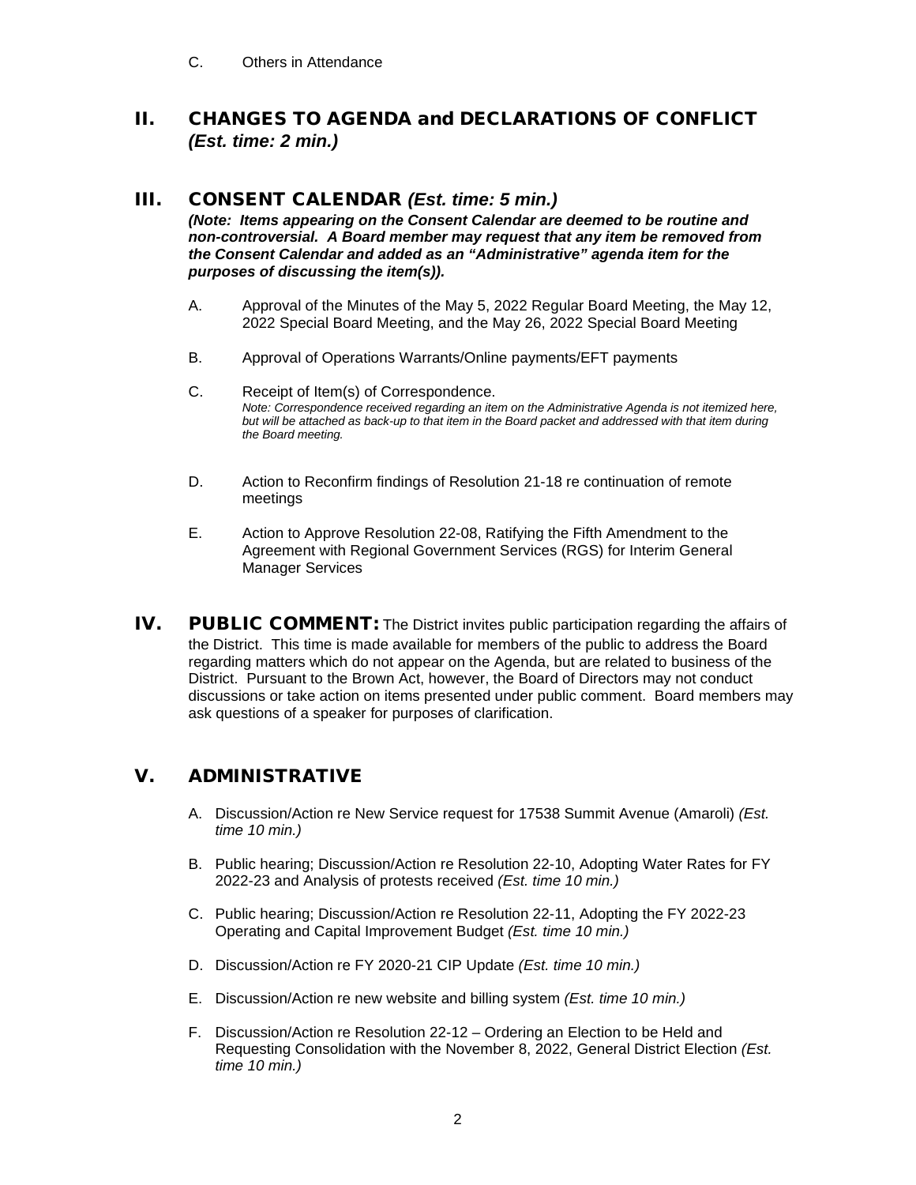C. Others in Attendance

## II. CHANGES TO AGENDA and DECLARATIONS OF CONFLICT *(Est. time: 2 min.)*

## III. CONSENT CALENDAR *(Est. time: 5 min.)*

***(Note: Items appearing on the Consent Calendar are deemed to be routine and non-controversial. A Board member may request that any item be removed from the Consent Calendar and added as an "Administrative" agenda item for the purposes of discussing the item(s)).***

A. Approval of the Minutes of the May 5, 2022 Regular Board Meeting, the May 12, 2022 Special Board Meeting, and the May 26, 2022 Special Board Meeting

B. Approval of Operations Warrants/Online payments/EFT payments

C. Receipt of Item(s) of Correspondence.
*Note: Correspondence received regarding an item on the Administrative Agenda is not itemized here, but will be attached as back-up to that item in the Board packet and addressed with that item during the Board meeting.*

D. Action to Reconfirm findings of Resolution 21-18 re continuation of remote meetings

E. Action to Approve Resolution 22-08, Ratifying the Fifth Amendment to the Agreement with Regional Government Services (RGS) for Interim General Manager Services

## IV. PUBLIC COMMENT:

The District invites public participation regarding the affairs of the District. This time is made available for members of the public to address the Board regarding matters which do not appear on the Agenda, but are related to business of the District. Pursuant to the Brown Act, however, the Board of Directors may not conduct discussions or take action on items presented under public comment. Board members may ask questions of a speaker for purposes of clarification.

## V. ADMINISTRATIVE

A. Discussion/Action re New Service request for 17538 Summit Avenue (Amaroli) *(Est. time 10 min.)*

B. Public hearing; Discussion/Action re Resolution 22-10, Adopting Water Rates for FY 2022-23 and Analysis of protests received *(Est. time 10 min.)*

C. Public hearing; Discussion/Action re Resolution 22-11, Adopting the FY 2022-23 Operating and Capital Improvement Budget *(Est. time 10 min.)*

D. Discussion/Action re FY 2020-21 CIP Update *(Est. time 10 min.)*

E. Discussion/Action re new website and billing system *(Est. time 10 min.)*

F. Discussion/Action re Resolution 22-12 – Ordering an Election to be Held and Requesting Consolidation with the November 8, 2022, General District Election *(Est. time 10 min.)*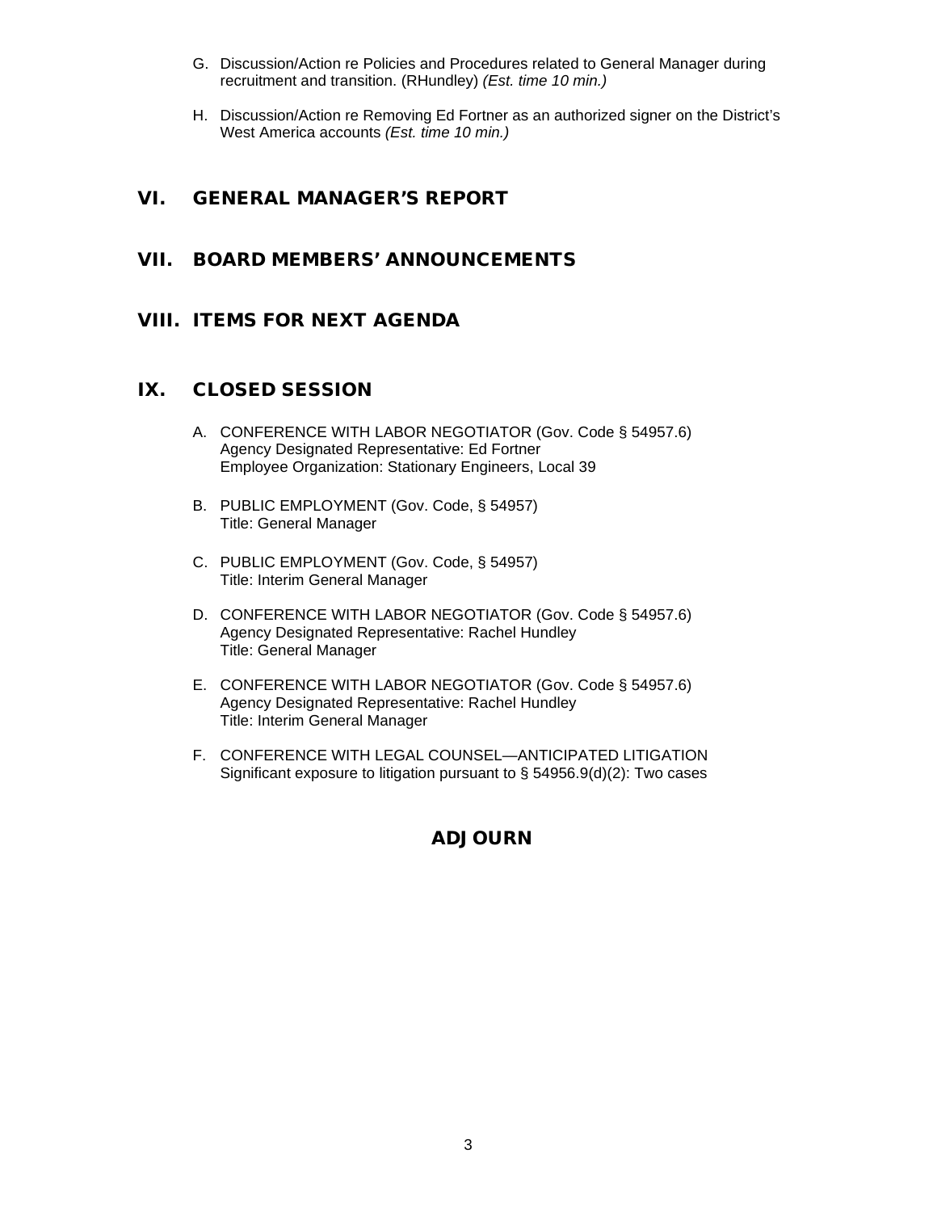G. Discussion/Action re Policies and Procedures related to General Manager during recruitment and transition. (RHundley) *(Est. time 10 min.)*

H. Discussion/Action re Removing Ed Fortner as an authorized signer on the District's West America accounts *(Est. time 10 min.)*

## VI. GENERAL MANAGER'S REPORT

## VII. BOARD MEMBERS' ANNOUNCEMENTS

## VIII. ITEMS FOR NEXT AGENDA

## IX. CLOSED SESSION

A. CONFERENCE WITH LABOR NEGOTIATOR (Gov. Code § 54957.6)
Agency Designated Representative: Ed Fortner
Employee Organization: Stationary Engineers, Local 39

B. PUBLIC EMPLOYMENT (Gov. Code, § 54957)
Title: General Manager

C. PUBLIC EMPLOYMENT (Gov. Code, § 54957)
Title: Interim General Manager

D. CONFERENCE WITH LABOR NEGOTIATOR (Gov. Code § 54957.6)
Agency Designated Representative: Rachel Hundley
Title: General Manager

E. CONFERENCE WITH LABOR NEGOTIATOR (Gov. Code § 54957.6)
Agency Designated Representative: Rachel Hundley
Title: Interim General Manager

F. CONFERENCE WITH LEGAL COUNSEL—ANTICIPATED LITIGATION
Significant exposure to litigation pursuant to § 54956.9(d)(2): Two cases

## ADJOURN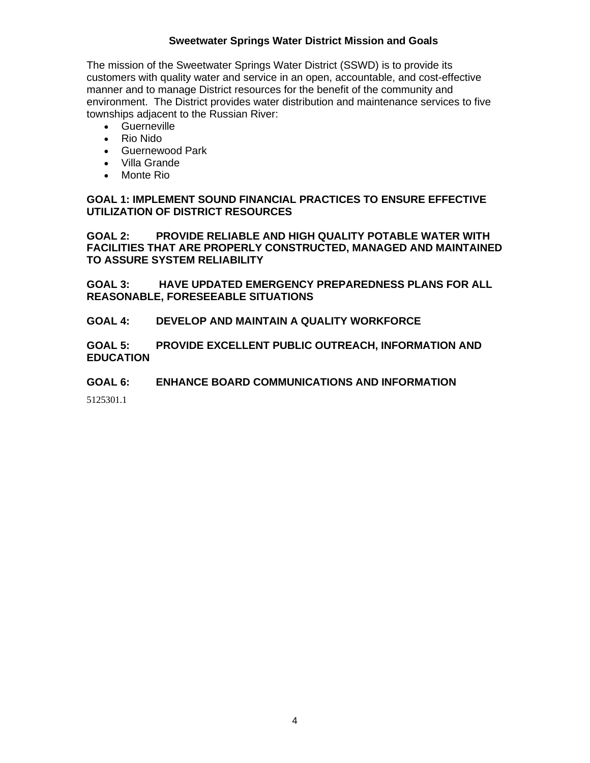# Sweetwater Springs Water District Mission and Goals

The mission of the Sweetwater Springs Water District (SSWD) is to provide its customers with quality water and service in an open, accountable, and cost-effective manner and to manage District resources for the benefit of the community and environment. The District provides water distribution and maintenance services to five townships adjacent to the Russian River:

- Guerneville
- Rio Nido
- Guernewood Park
- Villa Grande
- Monte Rio

**GOAL 1: IMPLEMENT SOUND FINANCIAL PRACTICES TO ENSURE EFFECTIVE UTILIZATION OF DISTRICT RESOURCES**

**GOAL 2: PROVIDE RELIABLE AND HIGH QUALITY POTABLE WATER WITH FACILITIES THAT ARE PROPERLY CONSTRUCTED, MANAGED AND MAINTAINED TO ASSURE SYSTEM RELIABILITY**

**GOAL 3: HAVE UPDATED EMERGENCY PREPAREDNESS PLANS FOR ALL REASONABLE, FORESEEABLE SITUATIONS**

**GOAL 4: DEVELOP AND MAINTAIN A QUALITY WORKFORCE**

**GOAL 5: PROVIDE EXCELLENT PUBLIC OUTREACH, INFORMATION AND EDUCATION**

**GOAL 6: ENHANCE BOARD COMMUNICATIONS AND INFORMATION**

5125301.1